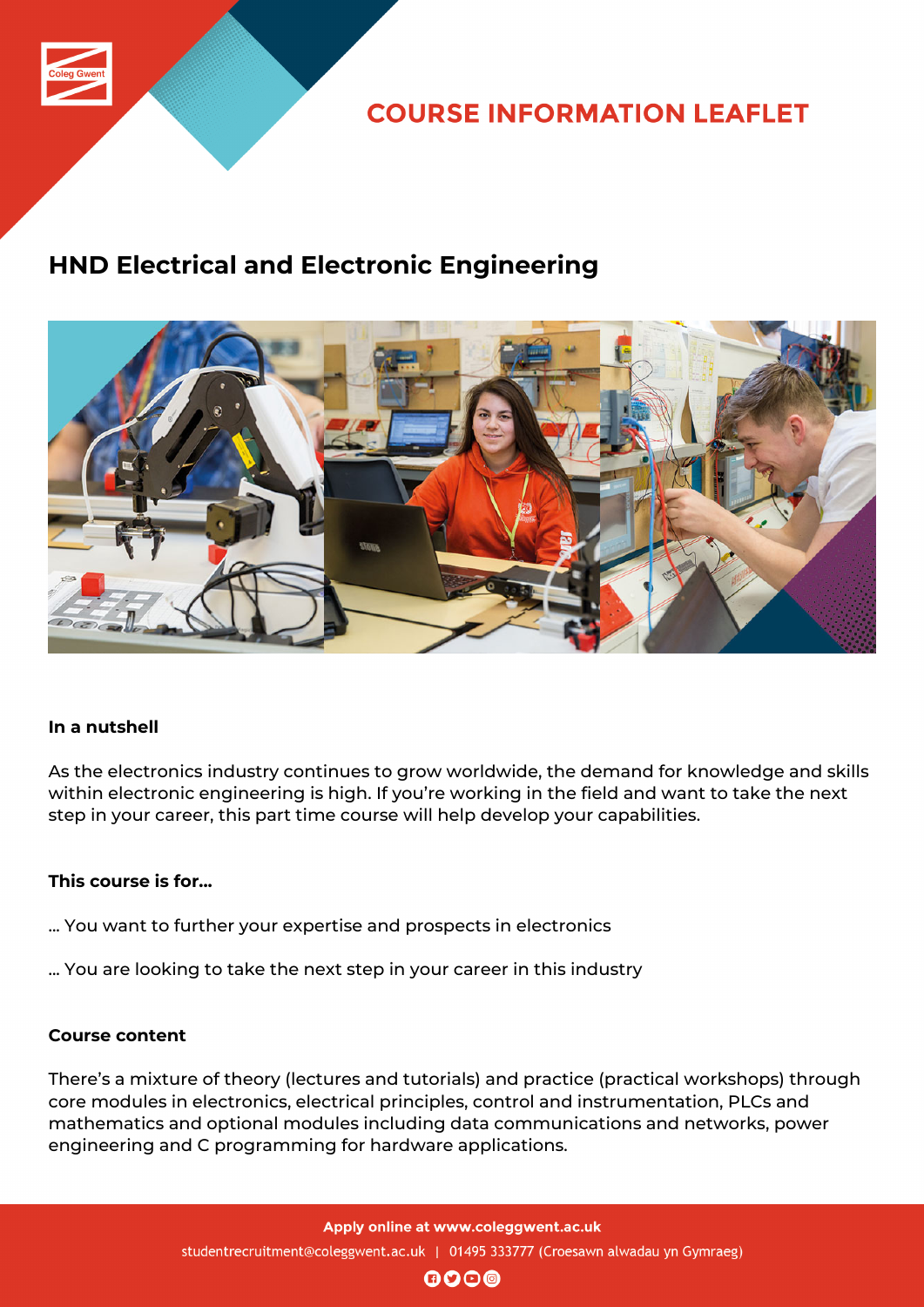COURSE INFORMATION LEAFLET

# HND Electrical and Electronic Engineering

**In a nutshell**

As the electronics industry continues to grow worldwide, the demand for knowledge and skills within electronic engineering is high. If you're working in the field and want to take the next step in your career, this part time course will help develop your capabilities.

**This course is for...**

... You want to further your expertise and prospects in electronics

... You are looking to take the next step in your career in this industry

**Course content**

There's a mixture of theory (lectures and tutorials) and practice (practical workshops) through core modules in electronics, electrical principles, control and instrumentation, PLCs and mathematics and optional modules including data communications and networks, power engineering and C programming for hardware applications.

**Apply online at www.coleggwent.ac.uk**

studentrecruitment@coleggwent.ac.uk | 01495 333777 (Croesawn alwadau yn Gymraeg)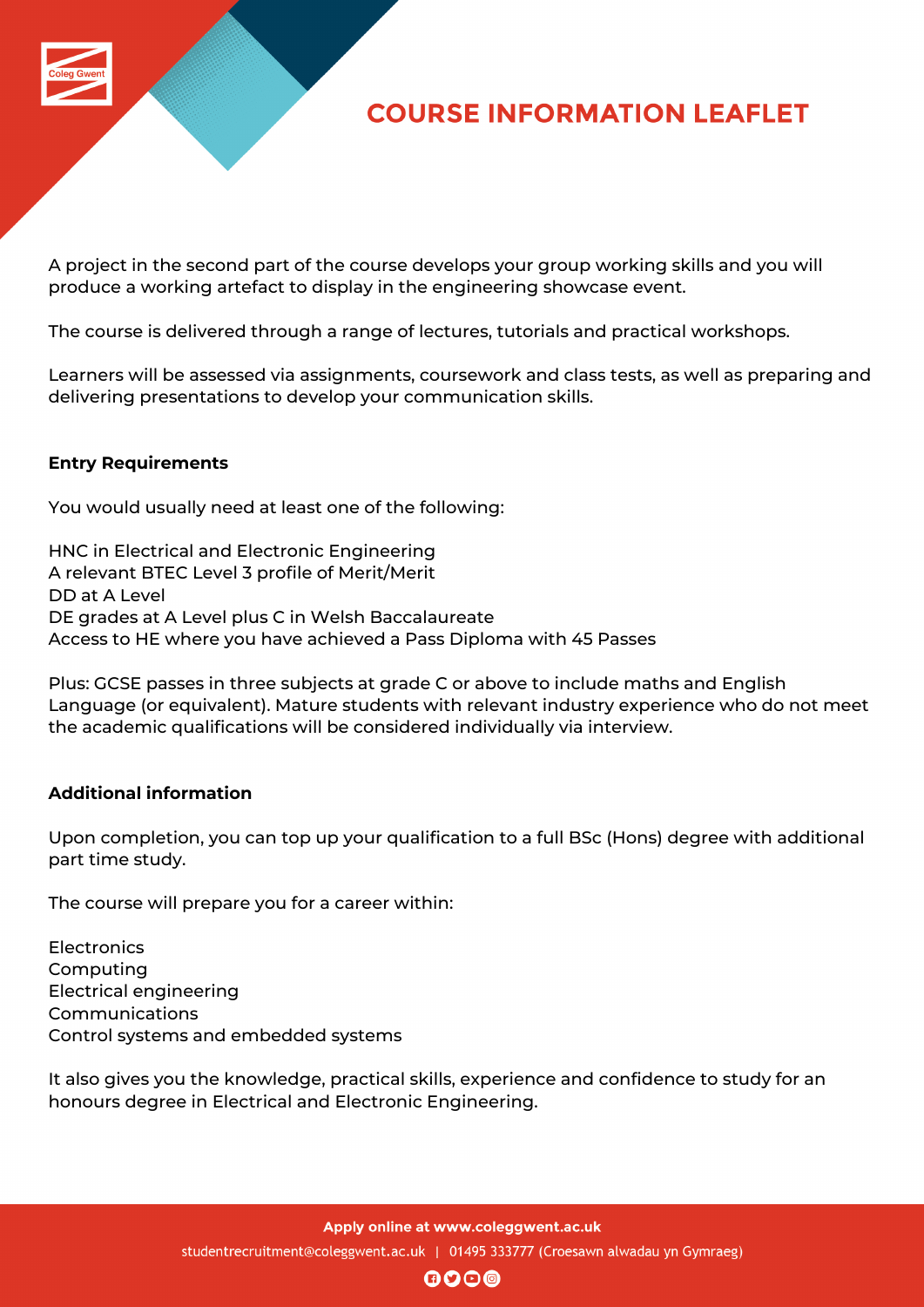A project in the second part of the course develops your group working skills and you will produce a working artefact to display in the engineering showcase event.

The course is delivered through a range of lectures, tutorials and practical workshops.

Learners will be assessed via assignments, coursework and class tests, as well as preparing and delivering presentations to develop your communication skills.

**Entry Requirements**

You would usually need at least one of the following:

HNC in Electrical and Electronic Engineering
A relevant BTEC Level 3 profile of Merit/Merit
DD at A Level
DE grades at A Level plus C in Welsh Baccalaureate
Access to HE where you have achieved a Pass Diploma with 45 Passes

Plus: GCSE passes in three subjects at grade C or above to include maths and English Language (or equivalent). Mature students with relevant industry experience who do not meet the academic qualifications will be considered individually via interview.

**Additional information**

Upon completion, you can top up your qualification to a full BSc (Hons) degree with additional part time study.

The course will prepare you for a career within:

Electronics
Computing
Electrical engineering
Communications
Control systems and embedded systems

It also gives you the knowledge, practical skills, experience and confidence to study for an honours degree in Electrical and Electronic Engineering.

**Apply online at www.coleggwent.ac.uk**

studentrecruitment@coleggwent.ac.uk | 01495 333777 (Croesawn alwadau yn Gymraeg)